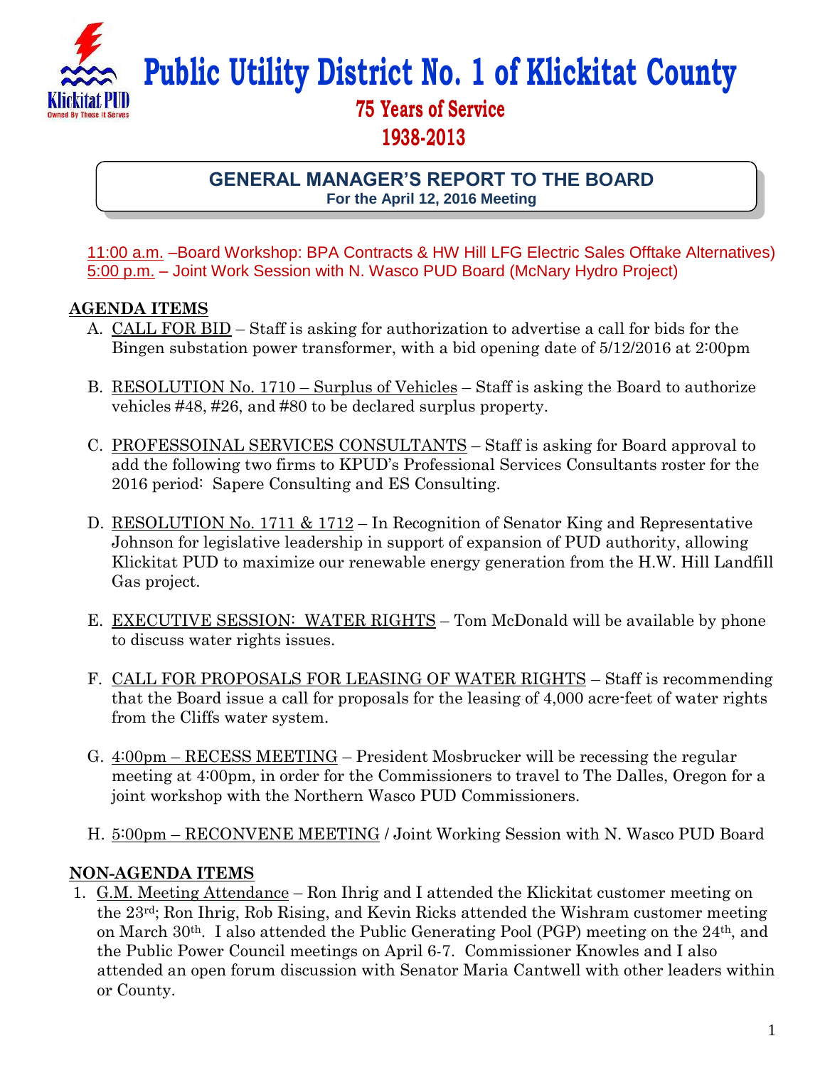# Public Utility District No. 1 of Klickitat County

## 75 Years of Service

## 1938-2013

## GENERAL MANAGER'S REPORT TO THE BOARD

**For the April 12, 2016 Meeting**

11:00 a.m. –Board Workshop: BPA Contracts & HW Hill LFG Electric Sales Offtake Alternatives)
5:00 p.m. – Joint Work Session with N. Wasco PUD Board (McNary Hydro Project)

### AGENDA ITEMS

A. CALL FOR BID – Staff is asking for authorization to advertise a call for bids for the Bingen substation power transformer, with a bid opening date of 5/12/2016 at 2:00pm

B. RESOLUTION No. 1710 – Surplus of Vehicles – Staff is asking the Board to authorize vehicles #48, #26, and #80 to be declared surplus property.

C. PROFESSOINAL SERVICES CONSULTANTS – Staff is asking for Board approval to add the following two firms to KPUD's Professional Services Consultants roster for the 2016 period: Sapere Consulting and ES Consulting.

D. RESOLUTION No. 1711 & 1712 – In Recognition of Senator King and Representative Johnson for legislative leadership in support of expansion of PUD authority, allowing Klickitat PUD to maximize our renewable energy generation from the H.W. Hill Landfill Gas project.

E. EXECUTIVE SESSION: WATER RIGHTS – Tom McDonald will be available by phone to discuss water rights issues.

F. CALL FOR PROPOSALS FOR LEASING OF WATER RIGHTS – Staff is recommending that the Board issue a call for proposals for the leasing of 4,000 acre-feet of water rights from the Cliffs water system.

G. 4:00pm – RECESS MEETING – President Mosbrucker will be recessing the regular meeting at 4:00pm, in order for the Commissioners to travel to The Dalles, Oregon for a joint workshop with the Northern Wasco PUD Commissioners.

H. 5:00pm – RECONVENE MEETING / Joint Working Session with N. Wasco PUD Board

### NON-AGENDA ITEMS

1. G.M. Meeting Attendance – Ron Ihrig and I attended the Klickitat customer meeting on the 23rd; Ron Ihrig, Rob Rising, and Kevin Ricks attended the Wishram customer meeting on March 30th. I also attended the Public Generating Pool (PGP) meeting on the 24th, and the Public Power Council meetings on April 6-7. Commissioner Knowles and I also attended an open forum discussion with Senator Maria Cantwell with other leaders within or County.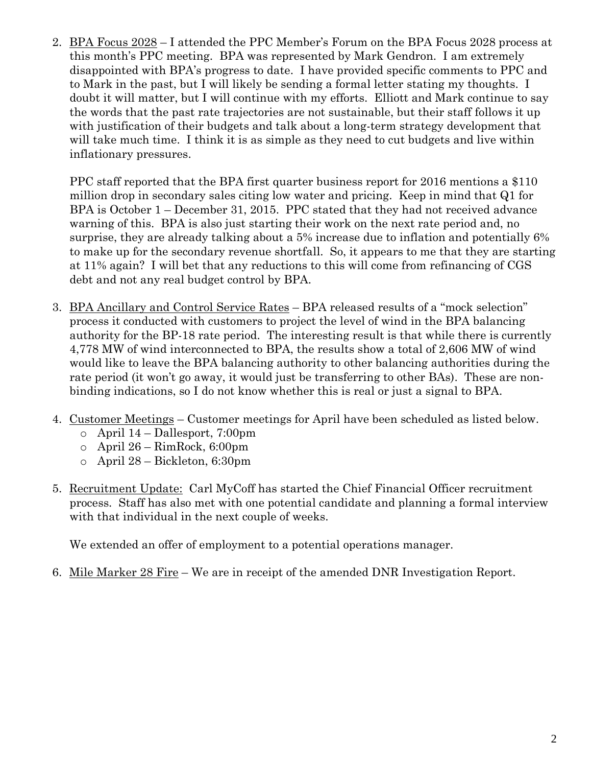2. <u>BPA Focus 2028</u> – I attended the PPC Member's Forum on the BPA Focus 2028 process at this month's PPC meeting. BPA was represented by Mark Gendron. I am extremely disappointed with BPA's progress to date. I have provided specific comments to PPC and to Mark in the past, but I will likely be sending a formal letter stating my thoughts. I doubt it will matter, but I will continue with my efforts. Elliott and Mark continue to say the words that the past rate trajectories are not sustainable, but their staff follows it up with justification of their budgets and talk about a long-term strategy development that will take much time. I think it is as simple as they need to cut budgets and live within inflationary pressures.

   PPC staff reported that the BPA first quarter business report for 2016 mentions a $110 million drop in secondary sales citing low water and pricing. Keep in mind that Q1 for BPA is October 1 – December 31, 2015. PPC stated that they had not received advance warning of this. BPA is also just starting their work on the next rate period and, no surprise, they are already talking about a 5% increase due to inflation and potentially 6% to make up for the secondary revenue shortfall. So, it appears to me that they are starting at 11% again? I will bet that any reductions to this will come from refinancing of CGS debt and not any real budget control by BPA.

3. <u>BPA Ancillary and Control Service Rates</u> – BPA released results of a "mock selection" process it conducted with customers to project the level of wind in the BPA balancing authority for the BP-18 rate period. The interesting result is that while there is currently 4,778 MW of wind interconnected to BPA, the results show a total of 2,606 MW of wind would like to leave the BPA balancing authority to other balancing authorities during the rate period (it won't go away, it would just be transferring to other BAs). These are non-binding indications, so I do not know whether this is real or just a signal to BPA.

4. <u>Customer Meetings</u> – Customer meetings for April have been scheduled as listed below.
   - April 14 – Dallesport, 7:00pm
   - April 26 – RimRock, 6:00pm
   - April 28 – Bickleton, 6:30pm

5. <u>Recruitment Update:</u> Carl MyCoff has started the Chief Financial Officer recruitment process. Staff has also met with one potential candidate and planning a formal interview with that individual in the next couple of weeks.

   We extended an offer of employment to a potential operations manager.

6. <u>Mile Marker 28 Fire</u> – We are in receipt of the amended DNR Investigation Report.